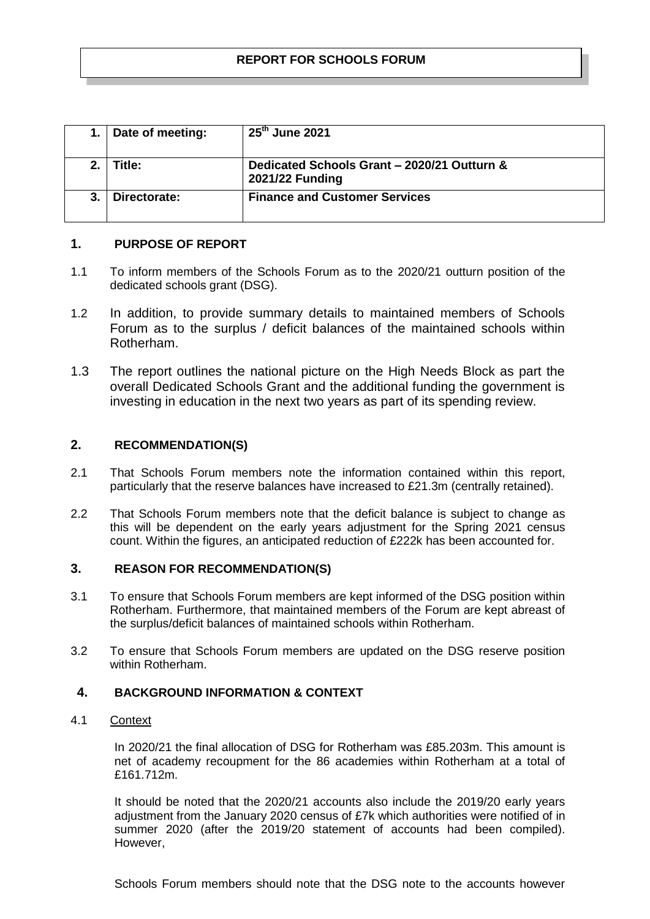**REPORT FOR SCHOOLS FORUM**

| 1. | Date of meeting: | 25th June 2021 |
|---|---|---|
| 2. | Title: | Dedicated Schools Grant – 2020/21 Outturn & 2021/22 Funding |
| 3. | Directorate: | Finance and Customer Services |

## 1. PURPOSE OF REPORT

1.1 To inform members of the Schools Forum as to the 2020/21 outturn position of the dedicated schools grant (DSG).

1.2 In addition, to provide summary details to maintained members of Schools Forum as to the surplus / deficit balances of the maintained schools within Rotherham.

1.3 The report outlines the national picture on the High Needs Block as part the overall Dedicated Schools Grant and the additional funding the government is investing in education in the next two years as part of its spending review.

## 2. RECOMMENDATION(S)

2.1 That Schools Forum members note the information contained within this report, particularly that the reserve balances have increased to £21.3m (centrally retained).

2.2 That Schools Forum members note that the deficit balance is subject to change as this will be dependent on the early years adjustment for the Spring 2021 census count. Within the figures, an anticipated reduction of £222k has been accounted for.

## 3. REASON FOR RECOMMENDATION(S)

3.1 To ensure that Schools Forum members are kept informed of the DSG position within Rotherham. Furthermore, that maintained members of the Forum are kept abreast of the surplus/deficit balances of maintained schools within Rotherham.

3.2 To ensure that Schools Forum members are updated on the DSG reserve position within Rotherham.

## 4. BACKGROUND INFORMATION & CONTEXT

4.1 Context

In 2020/21 the final allocation of DSG for Rotherham was £85.203m. This amount is net of academy recoupment for the 86 academies within Rotherham at a total of £161.712m.

It should be noted that the 2020/21 accounts also include the 2019/20 early years adjustment from the January 2020 census of £7k which authorities were notified of in summer 2020 (after the 2019/20 statement of accounts had been compiled). However,

Schools Forum members should note that the DSG note to the accounts however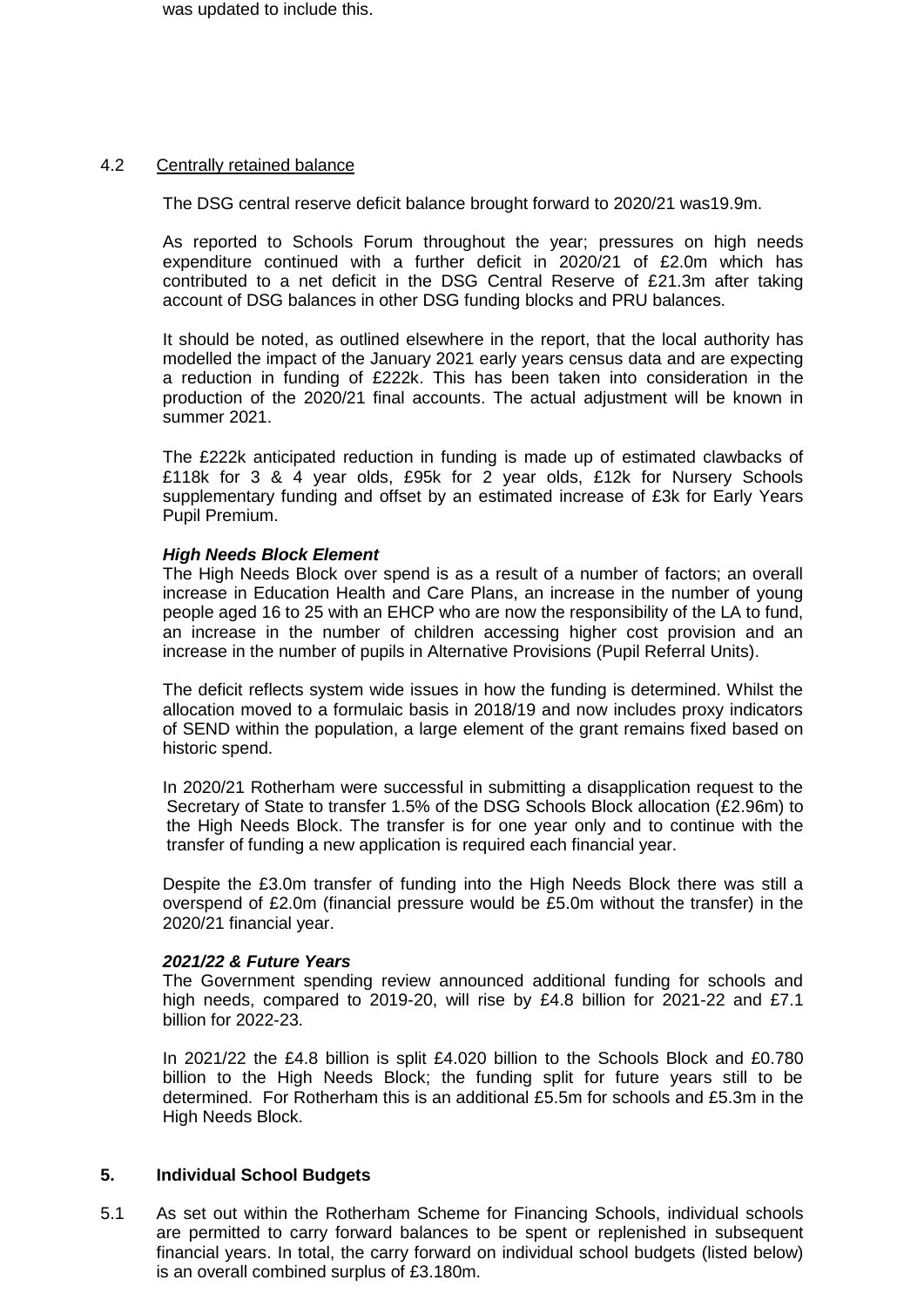was updated to include this.

4.2 Centrally retained balance

The DSG central reserve deficit balance brought forward to 2020/21 was19.9m.

As reported to Schools Forum throughout the year; pressures on high needs expenditure continued with a further deficit in 2020/21 of £2.0m which has contributed to a net deficit in the DSG Central Reserve of £21.3m after taking account of DSG balances in other DSG funding blocks and PRU balances.

It should be noted, as outlined elsewhere in the report, that the local authority has modelled the impact of the January 2021 early years census data and are expecting a reduction in funding of £222k. This has been taken into consideration in the production of the 2020/21 final accounts. The actual adjustment will be known in summer 2021.

The £222k anticipated reduction in funding is made up of estimated clawbacks of £118k for 3 & 4 year olds, £95k for 2 year olds, £12k for Nursery Schools supplementary funding and offset by an estimated increase of £3k for Early Years Pupil Premium.

***High Needs Block Element***

The High Needs Block over spend is as a result of a number of factors; an overall increase in Education Health and Care Plans, an increase in the number of young people aged 16 to 25 with an EHCP who are now the responsibility of the LA to fund, an increase in the number of children accessing higher cost provision and an increase in the number of pupils in Alternative Provisions (Pupil Referral Units).

The deficit reflects system wide issues in how the funding is determined. Whilst the allocation moved to a formulaic basis in 2018/19 and now includes proxy indicators of SEND within the population, a large element of the grant remains fixed based on historic spend.

In 2020/21 Rotherham were successful in submitting a disapplication request to the Secretary of State to transfer 1.5% of the DSG Schools Block allocation (£2.96m) to the High Needs Block. The transfer is for one year only and to continue with the transfer of funding a new application is required each financial year.

Despite the £3.0m transfer of funding into the High Needs Block there was still a overspend of £2.0m (financial pressure would be £5.0m without the transfer) in the 2020/21 financial year.

***2021/22 & Future Years***

The Government spending review announced additional funding for schools and high needs, compared to 2019-20, will rise by £4.8 billion for 2021-22 and £7.1 billion for 2022-23.

In 2021/22 the £4.8 billion is split £4.020 billion to the Schools Block and £0.780 billion to the High Needs Block; the funding split for future years still to be determined. For Rotherham this is an additional £5.5m for schools and £5.3m in the High Needs Block.

## 5. Individual School Budgets

5.1 As set out within the Rotherham Scheme for Financing Schools, individual schools are permitted to carry forward balances to be spent or replenished in subsequent financial years. In total, the carry forward on individual school budgets (listed below) is an overall combined surplus of £3.180m.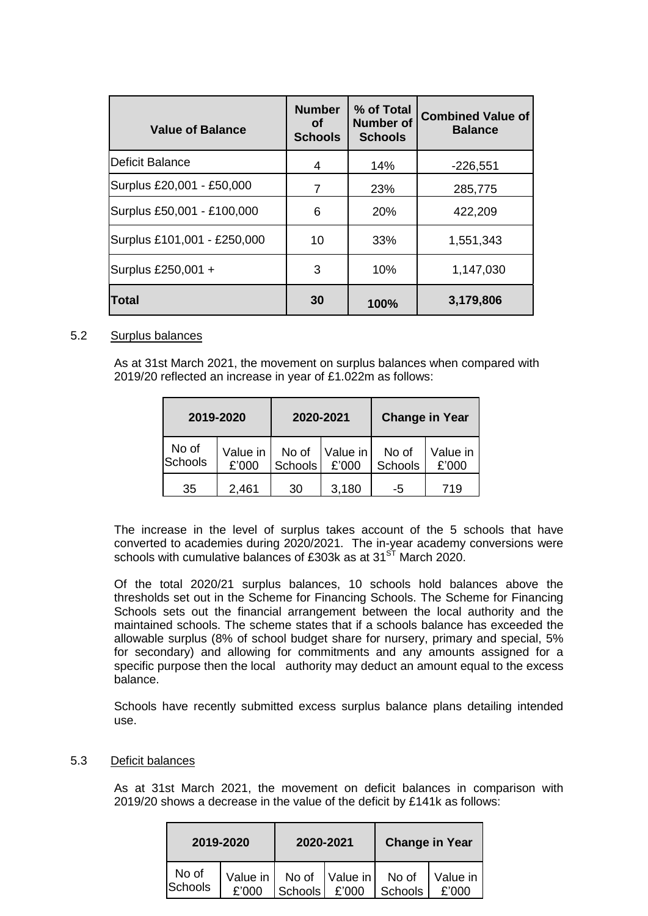| Value of Balance | Number of Schools | % of Total Number of Schools | Combined Value of Balance |
|---|---|---|---|
| Deficit Balance | 4 | 14% | -226,551 |
| Surplus £20,001 - £50,000 | 7 | 23% | 285,775 |
| Surplus £50,001 - £100,000 | 6 | 20% | 422,209 |
| Surplus £101,001 - £250,000 | 10 | 33% | 1,551,343 |
| Surplus £250,001 + | 3 | 10% | 1,147,030 |
| **Total** | **30** | **100%** | **3,179,806** |

5.2 Surplus balances

As at 31st March 2021, the movement on surplus balances when compared with 2019/20 reflected an increase in year of £1.022m as follows:

| 2019-2020 | | 2020-2021 | | Change in Year | |
|---|---|---|---|---|---|
| No of Schools | Value in £'000 | No of Schools | Value in £'000 | No of Schools | Value in £'000 |
| 35 | 2,461 | 30 | 3,180 | -5 | 719 |

The increase in the level of surplus takes account of the 5 schools that have converted to academies during 2020/2021. The in-year academy conversions were schools with cumulative balances of £303k as at 31ST March 2020.

Of the total 2020/21 surplus balances, 10 schools hold balances above the thresholds set out in the Scheme for Financing Schools. The Scheme for Financing Schools sets out the financial arrangement between the local authority and the maintained schools. The scheme states that if a schools balance has exceeded the allowable surplus (8% of school budget share for nursery, primary and special, 5% for secondary) and allowing for commitments and any amounts assigned for a specific purpose then the local authority may deduct an amount equal to the excess balance.

Schools have recently submitted excess surplus balance plans detailing intended use.

5.3 Deficit balances

As at 31st March 2021, the movement on deficit balances in comparison with 2019/20 shows a decrease in the value of the deficit by £141k as follows:

| 2019-2020 | | 2020-2021 | | Change in Year | |
|---|---|---|---|---|---|
| No of Schools | Value in £'000 | No of Schools | Value in £'000 | No of Schools | Value in £'000 |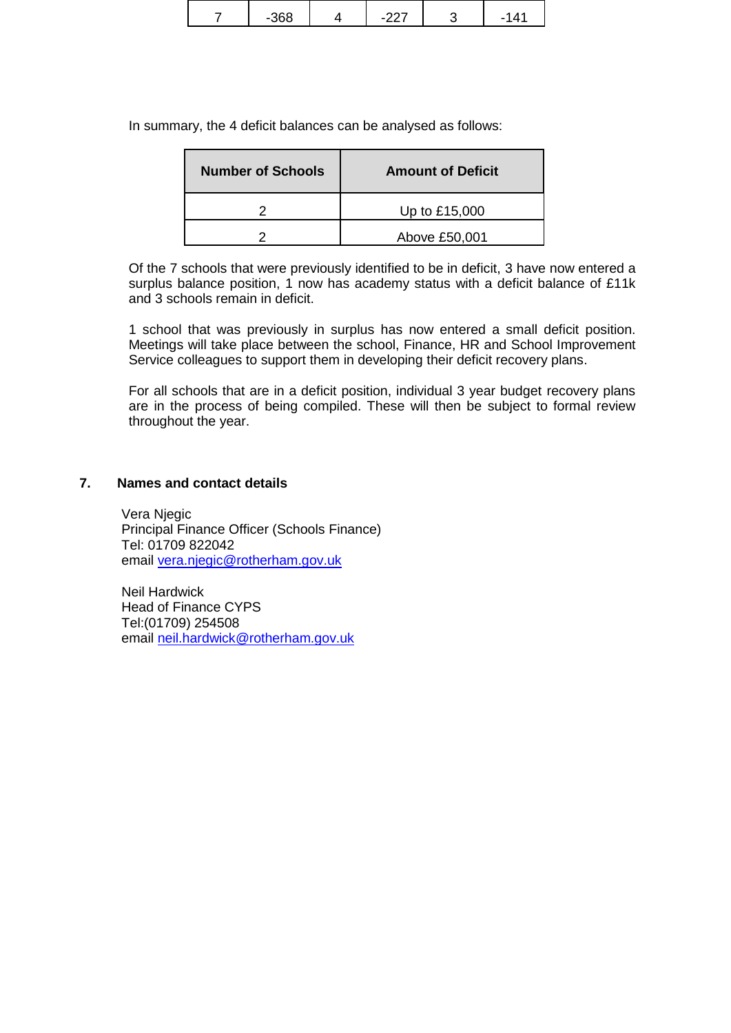| | | | | | |
|---|---|---|---|---|---|
| 7 | -368 | 4 | -227 | 3 | -141 |

In summary, the 4 deficit balances can be analysed as follows:

| Number of Schools | Amount of Deficit |
|---|---|
| 2 | Up to £15,000 |
| 2 | Above £50,001 |

Of the 7 schools that were previously identified to be in deficit, 3 have now entered a surplus balance position, 1 now has academy status with a deficit balance of £11k and 3 schools remain in deficit.

1 school that was previously in surplus has now entered a small deficit position. Meetings will take place between the school, Finance, HR and School Improvement Service colleagues to support them in developing their deficit recovery plans.

For all schools that are in a deficit position, individual 3 year budget recovery plans are in the process of being compiled. These will then be subject to formal review throughout the year.

## 7. Names and contact details

Vera Njegic
Principal Finance Officer (Schools Finance)
Tel: 01709 822042
email vera.njegic@rotherham.gov.uk

Neil Hardwick
Head of Finance CYPS
Tel:(01709) 254508
email neil.hardwick@rotherham.gov.uk